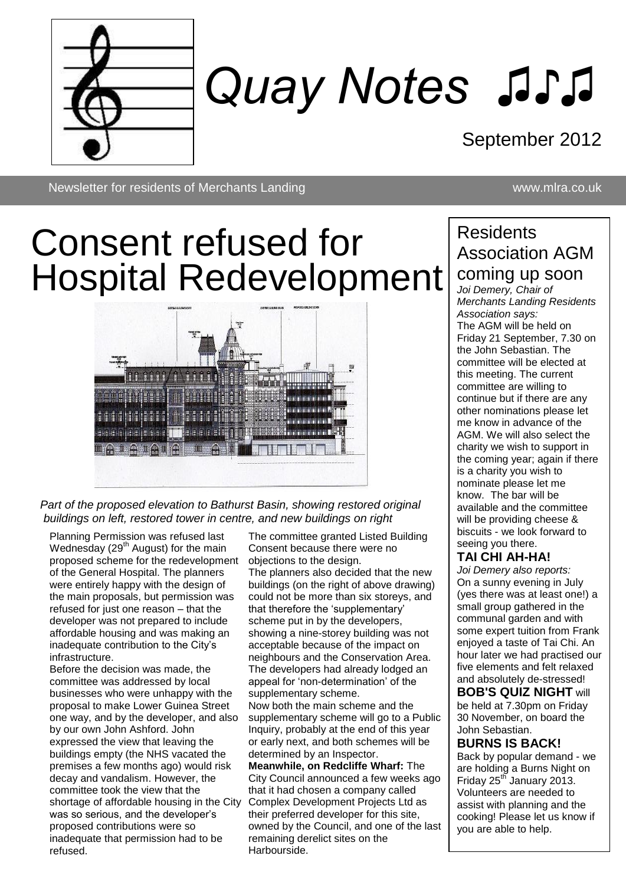# Quay Notes ♫♪♫

September 2012

Newsletter for residents of Merchants Landing www.mlra.co.uk

# Consent refused for Hospital Redevelopment

*Part of the proposed elevation to Bathurst Basin, showing restored original buildings on left, restored tower in centre, and new buildings on right*

Planning Permission was refused last Wednesday (29th August) for the main proposed scheme for the redevelopment of the General Hospital. The planners were entirely happy with the design of the main proposals, but permission was refused for just one reason – that the developer was not prepared to include affordable housing and was making an inadequate contribution to the City's infrastructure.

Before the decision was made, the committee was addressed by local businesses who were unhappy with the proposal to make Lower Guinea Street one way, and by the developer, and also by our own John Ashford. John expressed the view that leaving the buildings empty (the NHS vacated the premises a few months ago) would risk decay and vandalism. However, the committee took the view that the shortage of affordable housing in the City was so serious, and the developer's proposed contributions were so inadequate that permission had to be refused.

The committee granted Listed Building Consent because there were no objections to the design.

The planners also decided that the new buildings (on the right of above drawing) could not be more than six storeys, and that therefore the 'supplementary' scheme put in by the developers, showing a nine-storey building was not acceptable because of the impact on neighbours and the Conservation Area. The developers had already lodged an appeal for 'non-determination' of the supplementary scheme.

Now both the main scheme and the supplementary scheme will go to a Public Inquiry, probably at the end of this year or early next, and both schemes will be determined by an Inspector.

**Meanwhile, on Redcliffe Wharf:** The City Council announced a few weeks ago that it had chosen a company called Complex Development Projects Ltd as their preferred developer for this site, owned by the Council, and one of the last remaining derelict sites on the Harbourside.

## Residents Association AGM coming up soon

*Joi Demery, Chair of Merchants Landing Residents Association says:*

The AGM will be held on Friday 21 September, 7.30 on the John Sebastian. The committee will be elected at this meeting. The current committee are willing to continue but if there are any other nominations please let me know in advance of the AGM. We will also select the charity we wish to support in the coming year; again if there is a charity you wish to nominate please let me know. The bar will be available and the committee will be providing cheese & biscuits - we look forward to seeing you there.

### TAI CHI AH-HA!

*Joi Demery also reports:*

On a sunny evening in July (yes there was at least one!) a small group gathered in the communal garden and with some expert tuition from Frank enjoyed a taste of Tai Chi. An hour later we had practised our five elements and felt relaxed and absolutely de-stressed!

**BOB'S QUIZ NIGHT** will be held at 7.30pm on Friday 30 November, on board the John Sebastian.

### BURNS IS BACK!

Back by popular demand - we are holding a Burns Night on Friday 25th January 2013. Volunteers are needed to assist with planning and the cooking! Please let us know if you are able to help.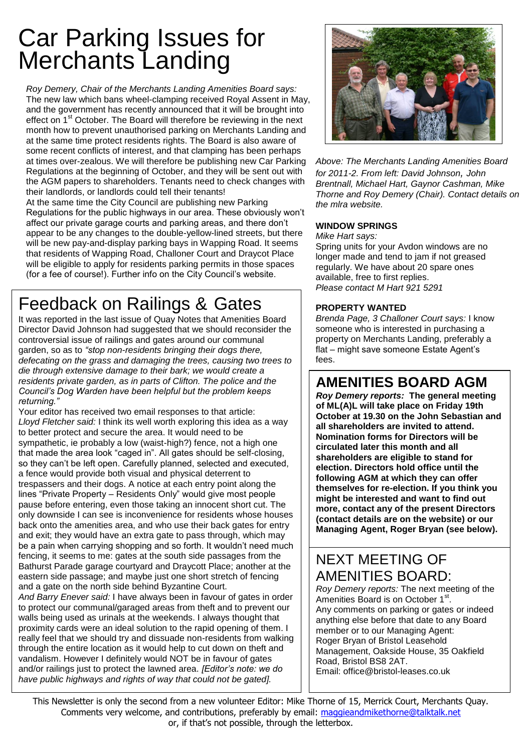# Car Parking Issues for Merchants Landing

*Roy Demery, Chair of the Merchants Landing Amenities Board says:* The new law which bans wheel-clamping received Royal Assent in May, and the government has recently announced that it will be brought into effect on 1st October. The Board will therefore be reviewing in the next month how to prevent unauthorised parking on Merchants Landing and at the same time protect residents rights. The Board is also aware of some recent conflicts of interest, and that clamping has been perhaps at times over-zealous. We will therefore be publishing new Car Parking Regulations at the beginning of October, and they will be sent out with the AGM papers to shareholders. Tenants need to check changes with their landlords, or landlords could tell their tenants!

At the same time the City Council are publishing new Parking Regulations for the public highways in our area. These obviously won't affect our private garage courts and parking areas, and there don't appear to be any changes to the double-yellow-lined streets, but there will be new pay-and-display parking bays in Wapping Road. It seems that residents of Wapping Road, Challoner Court and Draycot Place will be eligible to apply for residents parking permits in those spaces (for a fee of course!). Further info on the City Council's website.

*Above: The Merchants Landing Amenities Board for 2011-2. From left: David Johnson, John Brentnall, Michael Hart, Gaynor Cashman, Mike Thorne and Roy Demery (Chair). Contact details on the mlra website.*

## Feedback on Railings & Gates

It was reported in the last issue of Quay Notes that Amenities Board Director David Johnson had suggested that we should reconsider the controversial issue of railings and gates around our communal garden, so as to *"stop non-residents bringing their dogs there, defecating on the grass and damaging the trees, causing two trees to die through extensive damage to their bark; we would create a residents private garden, as in parts of Clifton. The police and the Council's Dog Warden have been helpful but the problem keeps returning."*

Your editor has received two email responses to that article:

*Lloyd Fletcher said:* I think its well worth exploring this idea as a way to better protect and secure the area. It would need to be sympathetic, ie probably a low (waist-high?) fence, not a high one that made the area look "caged in". All gates should be self-closing, so they can't be left open. Carefully planned, selected and executed, a fence would provide both visual and physical deterrent to trespassers and their dogs. A notice at each entry point along the lines "Private Property – Residents Only" would give most people pause before entering, even those taking an innocent short cut. The only downside I can see is inconvenience for residents whose houses back onto the amenities area, and who use their back gates for entry and exit; they would have an extra gate to pass through, which may be a pain when carrying shopping and so forth. It wouldn't need much fencing, it seems to me: gates at the south side passages from the Bathurst Parade garage courtyard and Draycott Place; another at the eastern side passage; and maybe just one short stretch of fencing and a gate on the north side behind Byzantine Court.

*And Barry Enever said:* I have always been in favour of gates in order to protect our communal/garaged areas from theft and to prevent our walls being used as urinals at the weekends. I always thought that proximity cards were an ideal solution to the rapid opening of them. I really feel that we should try and dissuade non-residents from walking through the entire location as it would help to cut down on theft and vandalism. However I definitely would NOT be in favour of gates and/or railings just to protect the lawned area. *[Editor's note: we do have public highways and rights of way that could not be gated].*

### WINDOW SPRINGS

*Mike Hart says:*

Spring units for your Avdon windows are no longer made and tend to jam if not greased regularly. We have about 20 spare ones available, free to first replies.

*Please contact M Hart 921 5291*

### PROPERTY WANTED

*Brenda Page, 3 Challoner Court says:* I know someone who is interested in purchasing a property on Merchants Landing, preferably a flat – might save someone Estate Agent's fees.

## AMENITIES BOARD AGM

***Roy Demery reports:*** **The general meeting of ML(A)L will take place on Friday 19th October at 19.30 on the John Sebastian and all shareholders are invited to attend. Nomination forms for Directors will be circulated later this month and all shareholders are eligible to stand for election. Directors hold office until the following AGM at which they can offer themselves for re-election. If you think you might be interested and want to find out more, contact any of the present Directors (contact details are on the website) or our Managing Agent, Roger Bryan (see below).**

## NEXT MEETING OF AMENITIES BOARD:

*Roy Demery reports:* The next meeting of the Amenities Board is on October 1st.

Any comments on parking or gates or indeed anything else before that date to any Board member or to our Managing Agent:

Roger Bryan of Bristol Leasehold Management, Oakside House, 35 Oakfield Road, Bristol BS8 2AT.

Email: office@bristol-leases.co.uk

This Newsletter is only the second from a new volunteer Editor: Mike Thorne of 15, Merrick Court, Merchants Quay. Comments very welcome, and contributions, preferably by email: maggieandmikethorne@talktalk.net or, if that's not possible, through the letterbox.